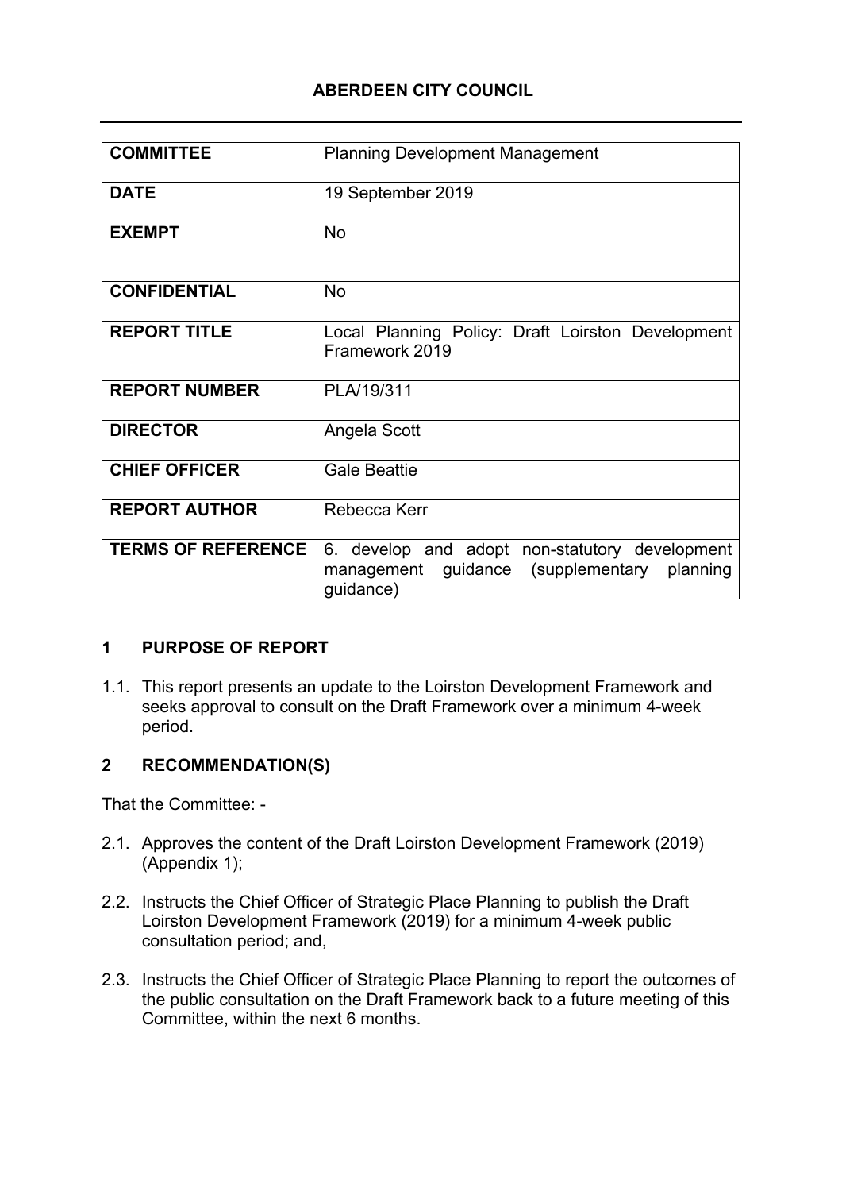# ABERDEEN CITY COUNCIL

| | |
|---|---|
| **COMMITTEE** | Planning Development Management |
| **DATE** | 19 September 2019 |
| **EXEMPT** | No |
| **CONFIDENTIAL** | No |
| **REPORT TITLE** | Local Planning Policy: Draft Loirston Development Framework 2019 |
| **REPORT NUMBER** | PLA/19/311 |
| **DIRECTOR** | Angela Scott |
| **CHIEF OFFICER** | Gale Beattie |
| **REPORT AUTHOR** | Rebecca Kerr |
| **TERMS OF REFERENCE** | 6. develop and adopt non-statutory development management guidance (supplementary planning guidance) |

## 1 PURPOSE OF REPORT

1.1. This report presents an update to the Loirston Development Framework and seeks approval to consult on the Draft Framework over a minimum 4-week period.

## 2 RECOMMENDATION(S)

That the Committee: -

2.1. Approves the content of the Draft Loirston Development Framework (2019) (Appendix 1);

2.2. Instructs the Chief Officer of Strategic Place Planning to publish the Draft Loirston Development Framework (2019) for a minimum 4-week public consultation period; and,

2.3. Instructs the Chief Officer of Strategic Place Planning to report the outcomes of the public consultation on the Draft Framework back to a future meeting of this Committee, within the next 6 months.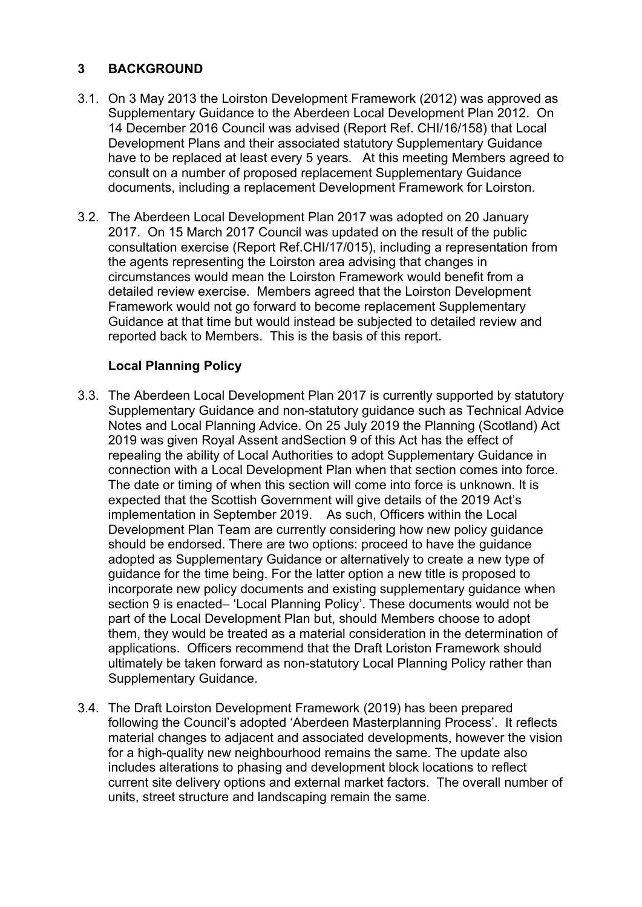## 3 BACKGROUND

3.1. On 3 May 2013 the Loirston Development Framework (2012) was approved as Supplementary Guidance to the Aberdeen Local Development Plan 2012. On 14 December 2016 Council was advised (Report Ref. CHI/16/158) that Local Development Plans and their associated statutory Supplementary Guidance have to be replaced at least every 5 years. At this meeting Members agreed to consult on a number of proposed replacement Supplementary Guidance documents, including a replacement Development Framework for Loirston.

3.2. The Aberdeen Local Development Plan 2017 was adopted on 20 January 2017. On 15 March 2017 Council was updated on the result of the public consultation exercise (Report Ref.CHI/17/015), including a representation from the agents representing the Loirston area advising that changes in circumstances would mean the Loirston Framework would benefit from a detailed review exercise. Members agreed that the Loirston Development Framework would not go forward to become replacement Supplementary Guidance at that time but would instead be subjected to detailed review and reported back to Members. This is the basis of this report.

### Local Planning Policy

3.3. The Aberdeen Local Development Plan 2017 is currently supported by statutory Supplementary Guidance and non-statutory guidance such as Technical Advice Notes and Local Planning Advice. On 25 July 2019 the Planning (Scotland) Act 2019 was given Royal Assent andSection 9 of this Act has the effect of repealing the ability of Local Authorities to adopt Supplementary Guidance in connection with a Local Development Plan when that section comes into force. The date or timing of when this section will come into force is unknown. It is expected that the Scottish Government will give details of the 2019 Act's implementation in September 2019. As such, Officers within the Local Development Plan Team are currently considering how new policy guidance should be endorsed. There are two options: proceed to have the guidance adopted as Supplementary Guidance or alternatively to create a new type of guidance for the time being. For the latter option a new title is proposed to incorporate new policy documents and existing supplementary guidance when section 9 is enacted– 'Local Planning Policy'. These documents would not be part of the Local Development Plan but, should Members choose to adopt them, they would be treated as a material consideration in the determination of applications. Officers recommend that the Draft Loriston Framework should ultimately be taken forward as non-statutory Local Planning Policy rather than Supplementary Guidance.

3.4. The Draft Loirston Development Framework (2019) has been prepared following the Council's adopted 'Aberdeen Masterplanning Process'. It reflects material changes to adjacent and associated developments, however the vision for a high-quality new neighbourhood remains the same. The update also includes alterations to phasing and development block locations to reflect current site delivery options and external market factors. The overall number of units, street structure and landscaping remain the same.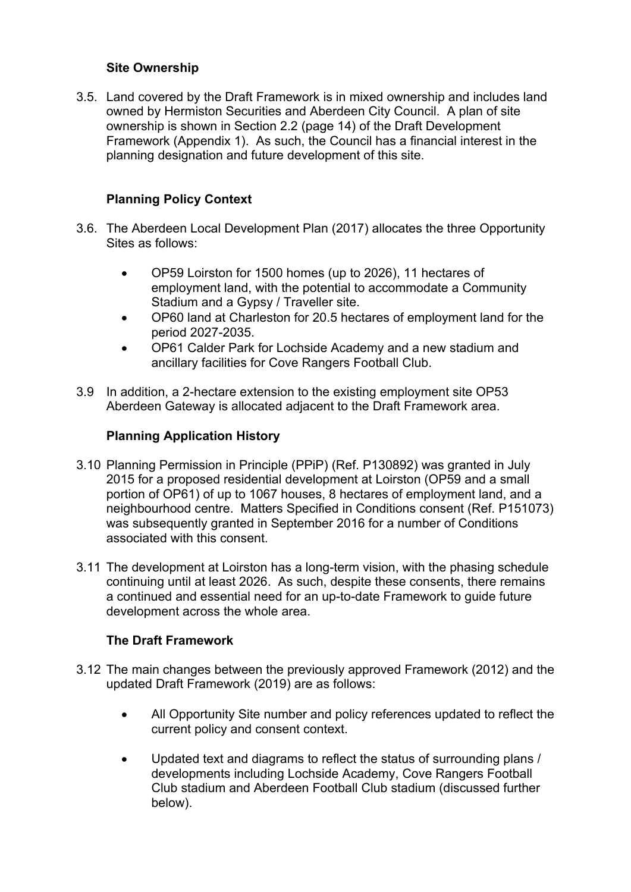**Site Ownership**

3.5. Land covered by the Draft Framework is in mixed ownership and includes land owned by Hermiston Securities and Aberdeen City Council. A plan of site ownership is shown in Section 2.2 (page 14) of the Draft Development Framework (Appendix 1). As such, the Council has a financial interest in the planning designation and future development of this site.

**Planning Policy Context**

3.6. The Aberdeen Local Development Plan (2017) allocates the three Opportunity Sites as follows:

- OP59 Loirston for 1500 homes (up to 2026), 11 hectares of employment land, with the potential to accommodate a Community Stadium and a Gypsy / Traveller site.
- OP60 land at Charleston for 20.5 hectares of employment land for the period 2027-2035.
- OP61 Calder Park for Lochside Academy and a new stadium and ancillary facilities for Cove Rangers Football Club.

3.9 In addition, a 2-hectare extension to the existing employment site OP53 Aberdeen Gateway is allocated adjacent to the Draft Framework area.

**Planning Application History**

3.10 Planning Permission in Principle (PPiP) (Ref. P130892) was granted in July 2015 for a proposed residential development at Loirston (OP59 and a small portion of OP61) of up to 1067 houses, 8 hectares of employment land, and a neighbourhood centre. Matters Specified in Conditions consent (Ref. P151073) was subsequently granted in September 2016 for a number of Conditions associated with this consent.

3.11 The development at Loirston has a long-term vision, with the phasing schedule continuing until at least 2026. As such, despite these consents, there remains a continued and essential need for an up-to-date Framework to guide future development across the whole area.

**The Draft Framework**

3.12 The main changes between the previously approved Framework (2012) and the updated Draft Framework (2019) are as follows:

- All Opportunity Site number and policy references updated to reflect the current policy and consent context.
- Updated text and diagrams to reflect the status of surrounding plans / developments including Lochside Academy, Cove Rangers Football Club stadium and Aberdeen Football Club stadium (discussed further below).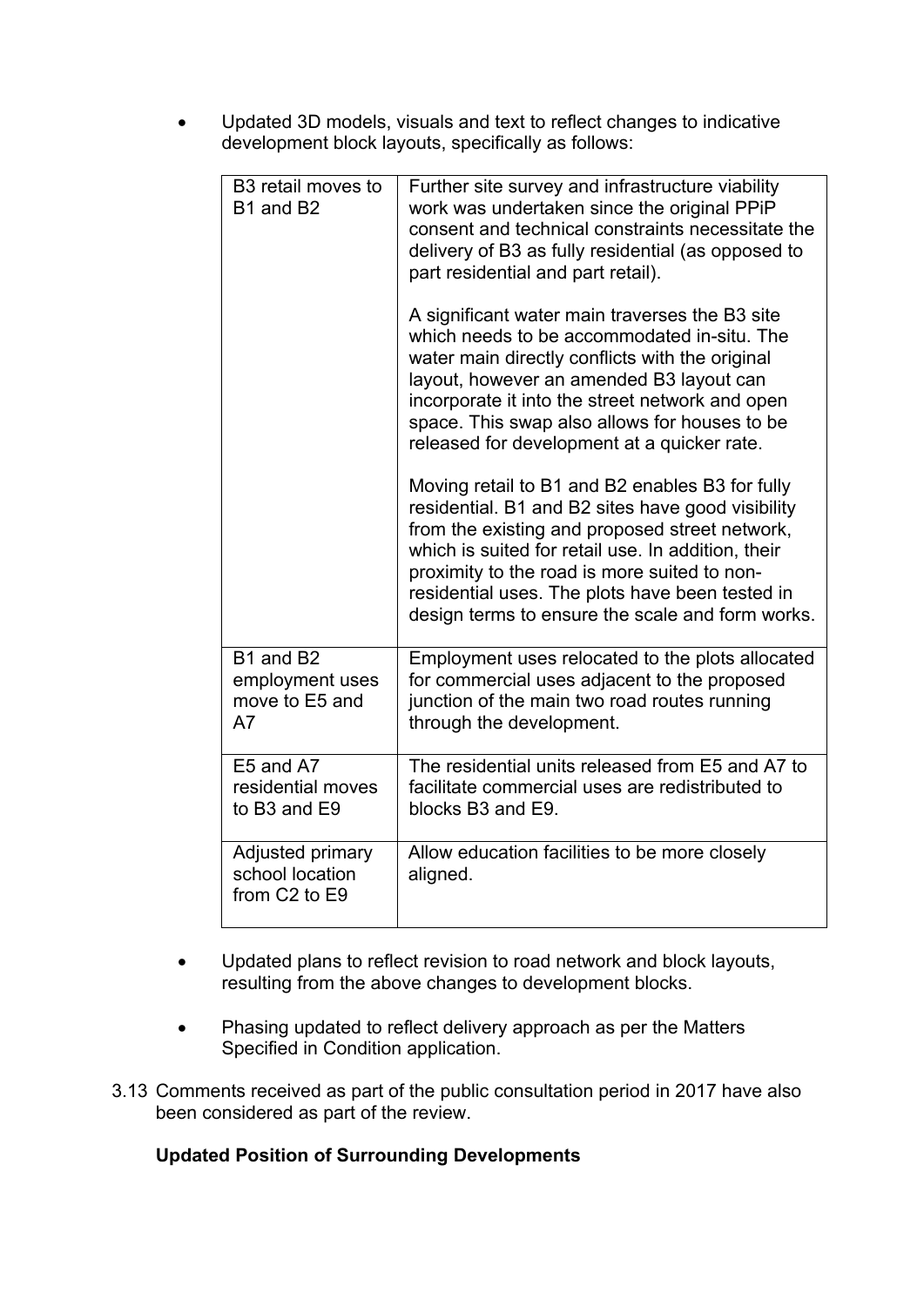- Updated 3D models, visuals and text to reflect changes to indicative development block layouts, specifically as follows:

| | |
|---|---|
| B3 retail moves to B1 and B2 | Further site survey and infrastructure viability work was undertaken since the original PPiP consent and technical constraints necessitate the delivery of B3 as fully residential (as opposed to part residential and part retail).<br><br>A significant water main traverses the B3 site which needs to be accommodated in-situ. The water main directly conflicts with the original layout, however an amended B3 layout can incorporate it into the street network and open space. This swap also allows for houses to be released for development at a quicker rate.<br><br>Moving retail to B1 and B2 enables B3 for fully residential. B1 and B2 sites have good visibility from the existing and proposed street network, which is suited for retail use. In addition, their proximity to the road is more suited to non-residential uses. The plots have been tested in design terms to ensure the scale and form works. |
| B1 and B2 employment uses move to E5 and A7 | Employment uses relocated to the plots allocated for commercial uses adjacent to the proposed junction of the main two road routes running through the development. |
| E5 and A7 residential moves to B3 and E9 | The residential units released from E5 and A7 to facilitate commercial uses are redistributed to blocks B3 and E9. |
| Adjusted primary school location from C2 to E9 | Allow education facilities to be more closely aligned. |

- Updated plans to reflect revision to road network and block layouts, resulting from the above changes to development blocks.

- Phasing updated to reflect delivery approach as per the Matters Specified in Condition application.

3.13 Comments received as part of the public consultation period in 2017 have also been considered as part of the review.

**Updated Position of Surrounding Developments**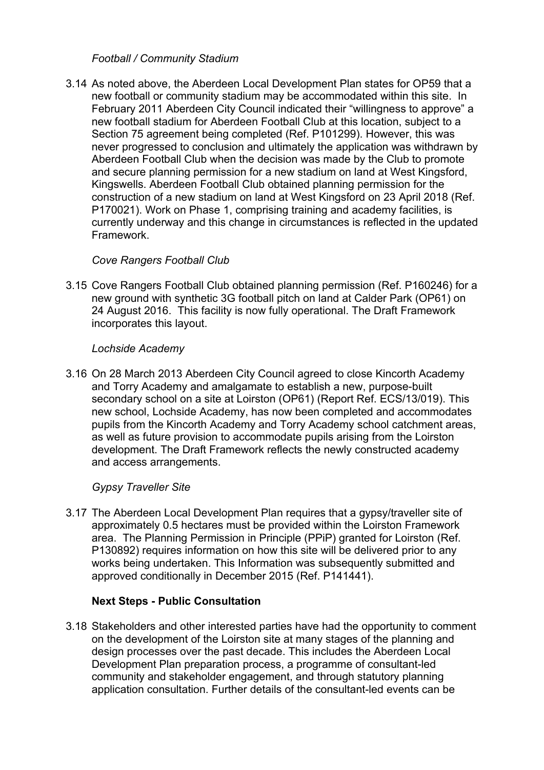*Football / Community Stadium*

3.14 As noted above, the Aberdeen Local Development Plan states for OP59 that a new football or community stadium may be accommodated within this site. In February 2011 Aberdeen City Council indicated their "willingness to approve" a new football stadium for Aberdeen Football Club at this location, subject to a Section 75 agreement being completed (Ref. P101299). However, this was never progressed to conclusion and ultimately the application was withdrawn by Aberdeen Football Club when the decision was made by the Club to promote and secure planning permission for a new stadium on land at West Kingsford, Kingswells. Aberdeen Football Club obtained planning permission for the construction of a new stadium on land at West Kingsford on 23 April 2018 (Ref. P170021). Work on Phase 1, comprising training and academy facilities, is currently underway and this change in circumstances is reflected in the updated Framework.

*Cove Rangers Football Club*

3.15 Cove Rangers Football Club obtained planning permission (Ref. P160246) for a new ground with synthetic 3G football pitch on land at Calder Park (OP61) on 24 August 2016. This facility is now fully operational. The Draft Framework incorporates this layout.

*Lochside Academy*

3.16 On 28 March 2013 Aberdeen City Council agreed to close Kincorth Academy and Torry Academy and amalgamate to establish a new, purpose-built secondary school on a site at Loirston (OP61) (Report Ref. ECS/13/019). This new school, Lochside Academy, has now been completed and accommodates pupils from the Kincorth Academy and Torry Academy school catchment areas, as well as future provision to accommodate pupils arising from the Loirston development. The Draft Framework reflects the newly constructed academy and access arrangements.

*Gypsy Traveller Site*

3.17 The Aberdeen Local Development Plan requires that a gypsy/traveller site of approximately 0.5 hectares must be provided within the Loirston Framework area. The Planning Permission in Principle (PPiP) granted for Loirston (Ref. P130892) requires information on how this site will be delivered prior to any works being undertaken. This Information was subsequently submitted and approved conditionally in December 2015 (Ref. P141441).

**Next Steps - Public Consultation**

3.18 Stakeholders and other interested parties have had the opportunity to comment on the development of the Loirston site at many stages of the planning and design processes over the past decade. This includes the Aberdeen Local Development Plan preparation process, a programme of consultant-led community and stakeholder engagement, and through statutory planning application consultation. Further details of the consultant-led events can be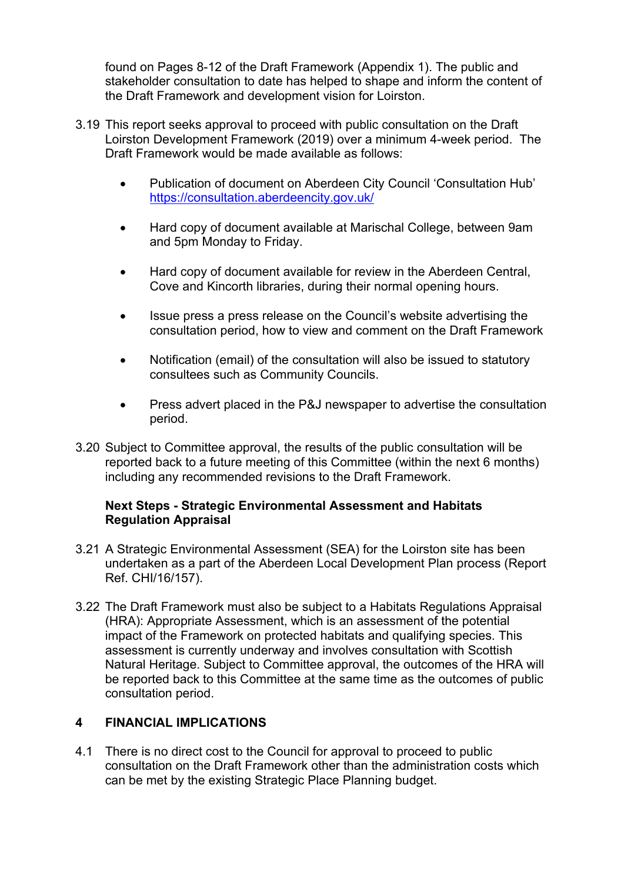found on Pages 8-12 of the Draft Framework (Appendix 1). The public and stakeholder consultation to date has helped to shape and inform the content of the Draft Framework and development vision for Loirston.

3.19 This report seeks approval to proceed with public consultation on the Draft Loirston Development Framework (2019) over a minimum 4-week period. The Draft Framework would be made available as follows:

- Publication of document on Aberdeen City Council 'Consultation Hub' https://consultation.aberdeencity.gov.uk/
- Hard copy of document available at Marischal College, between 9am and 5pm Monday to Friday.
- Hard copy of document available for review in the Aberdeen Central, Cove and Kincorth libraries, during their normal opening hours.
- Issue press a press release on the Council's website advertising the consultation period, how to view and comment on the Draft Framework
- Notification (email) of the consultation will also be issued to statutory consultees such as Community Councils.
- Press advert placed in the P&J newspaper to advertise the consultation period.

3.20 Subject to Committee approval, the results of the public consultation will be reported back to a future meeting of this Committee (within the next 6 months) including any recommended revisions to the Draft Framework.

**Next Steps - Strategic Environmental Assessment and Habitats Regulation Appraisal**

3.21 A Strategic Environmental Assessment (SEA) for the Loirston site has been undertaken as a part of the Aberdeen Local Development Plan process (Report Ref. CHI/16/157).

3.22 The Draft Framework must also be subject to a Habitats Regulations Appraisal (HRA): Appropriate Assessment, which is an assessment of the potential impact of the Framework on protected habitats and qualifying species. This assessment is currently underway and involves consultation with Scottish Natural Heritage. Subject to Committee approval, the outcomes of the HRA will be reported back to this Committee at the same time as the outcomes of public consultation period.

## 4 FINANCIAL IMPLICATIONS

4.1 There is no direct cost to the Council for approval to proceed to public consultation on the Draft Framework other than the administration costs which can be met by the existing Strategic Place Planning budget.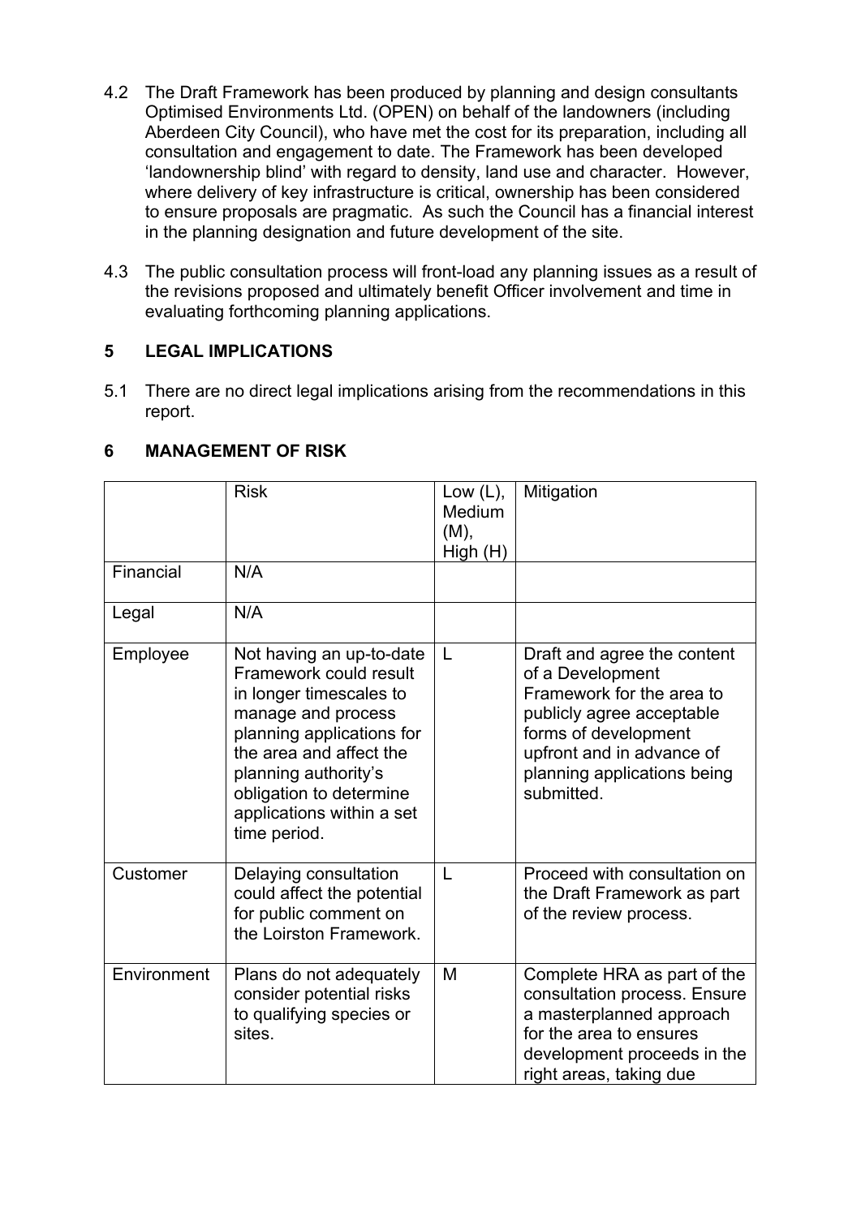4.2 The Draft Framework has been produced by planning and design consultants Optimised Environments Ltd. (OPEN) on behalf of the landowners (including Aberdeen City Council), who have met the cost for its preparation, including all consultation and engagement to date. The Framework has been developed 'landownership blind' with regard to density, land use and character. However, where delivery of key infrastructure is critical, ownership has been considered to ensure proposals are pragmatic. As such the Council has a financial interest in the planning designation and future development of the site.

4.3 The public consultation process will front-load any planning issues as a result of the revisions proposed and ultimately benefit Officer involvement and time in evaluating forthcoming planning applications.

## 5 LEGAL IMPLICATIONS

5.1 There are no direct legal implications arising from the recommendations in this report.

## 6 MANAGEMENT OF RISK

| | Risk | Low (L), Medium (M), High (H) | Mitigation |
|---|---|---|---|
| Financial | N/A | | |
| Legal | N/A | | |
| Employee | Not having an up-to-date Framework could result in longer timescales to manage and process planning applications for the area and affect the planning authority's obligation to determine applications within a set time period. | L | Draft and agree the content of a Development Framework for the area to publicly agree acceptable forms of development upfront and in advance of planning applications being submitted. |
| Customer | Delaying consultation could affect the potential for public comment on the Loirston Framework. | L | Proceed with consultation on the Draft Framework as part of the review process. |
| Environment | Plans do not adequately consider potential risks to qualifying species or sites. | M | Complete HRA as part of the consultation process. Ensure a masterplanned approach for the area to ensures development proceeds in the right areas, taking due |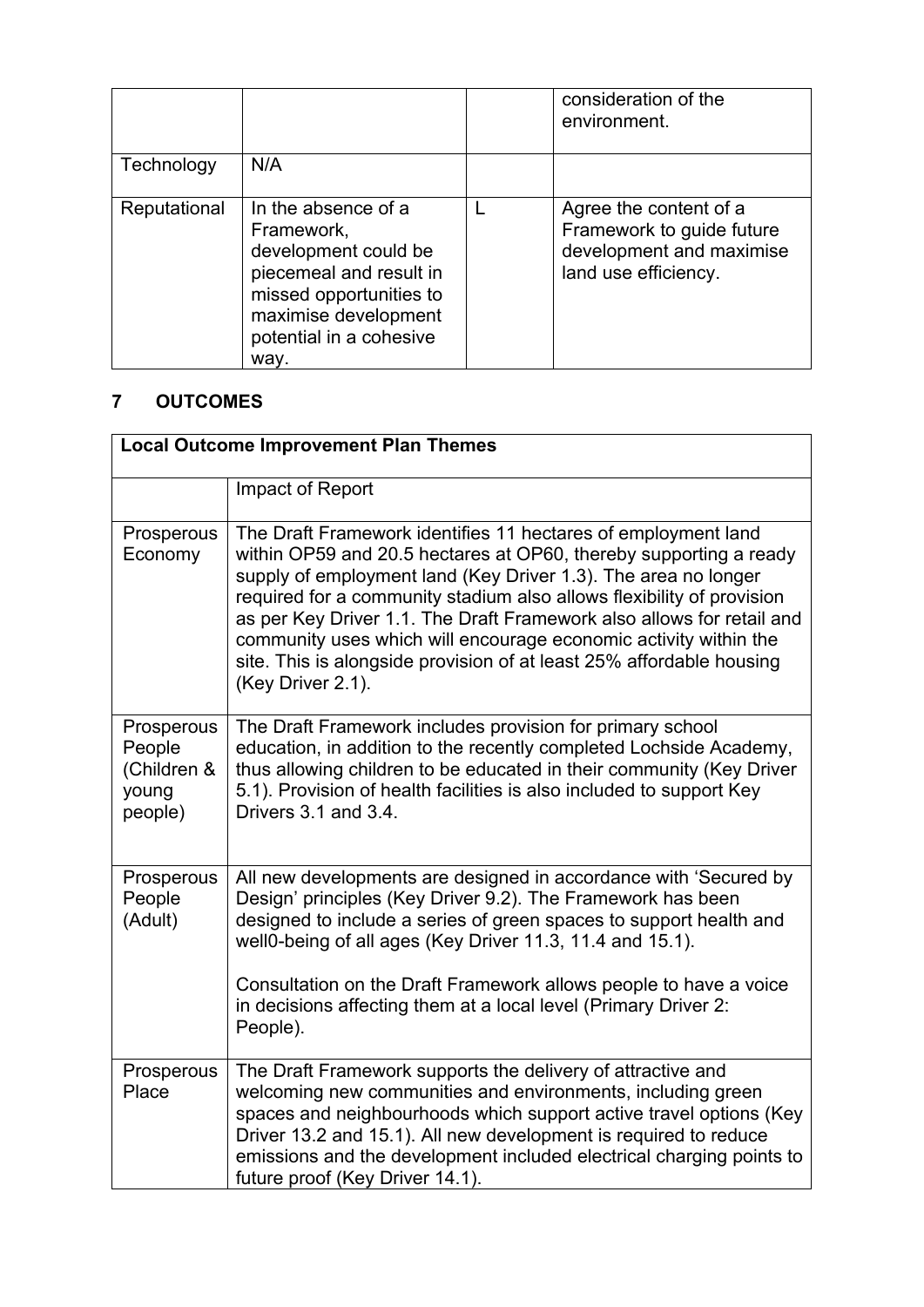| | | | consideration of the environment. |
|---|---|---|---|
| Technology | N/A | | |
| Reputational | In the absence of a Framework, development could be piecemeal and result in missed opportunities to maximise development potential in a cohesive way. | L | Agree the content of a Framework to guide future development and maximise land use efficiency. |

## 7 OUTCOMES

| Local Outcome Improvement Plan Themes | |
|---|---|
| | Impact of Report |
| Prosperous Economy | The Draft Framework identifies 11 hectares of employment land within OP59 and 20.5 hectares at OP60, thereby supporting a ready supply of employment land (Key Driver 1.3). The area no longer required for a community stadium also allows flexibility of provision as per Key Driver 1.1. The Draft Framework also allows for retail and community uses which will encourage economic activity within the site. This is alongside provision of at least 25% affordable housing (Key Driver 2.1). |
| Prosperous People (Children & young people) | The Draft Framework includes provision for primary school education, in addition to the recently completed Lochside Academy, thus allowing children to be educated in their community (Key Driver 5.1). Provision of health facilities is also included to support Key Drivers 3.1 and 3.4. |
| Prosperous People (Adult) | All new developments are designed in accordance with 'Secured by Design' principles (Key Driver 9.2). The Framework has been designed to include a series of green spaces to support health and well0-being of all ages (Key Driver 11.3, 11.4 and 15.1).<br><br>Consultation on the Draft Framework allows people to have a voice in decisions affecting them at a local level (Primary Driver 2: People). |
| Prosperous Place | The Draft Framework supports the delivery of attractive and welcoming new communities and environments, including green spaces and neighbourhoods which support active travel options (Key Driver 13.2 and 15.1). All new development is required to reduce emissions and the development included electrical charging points to future proof (Key Driver 14.1). |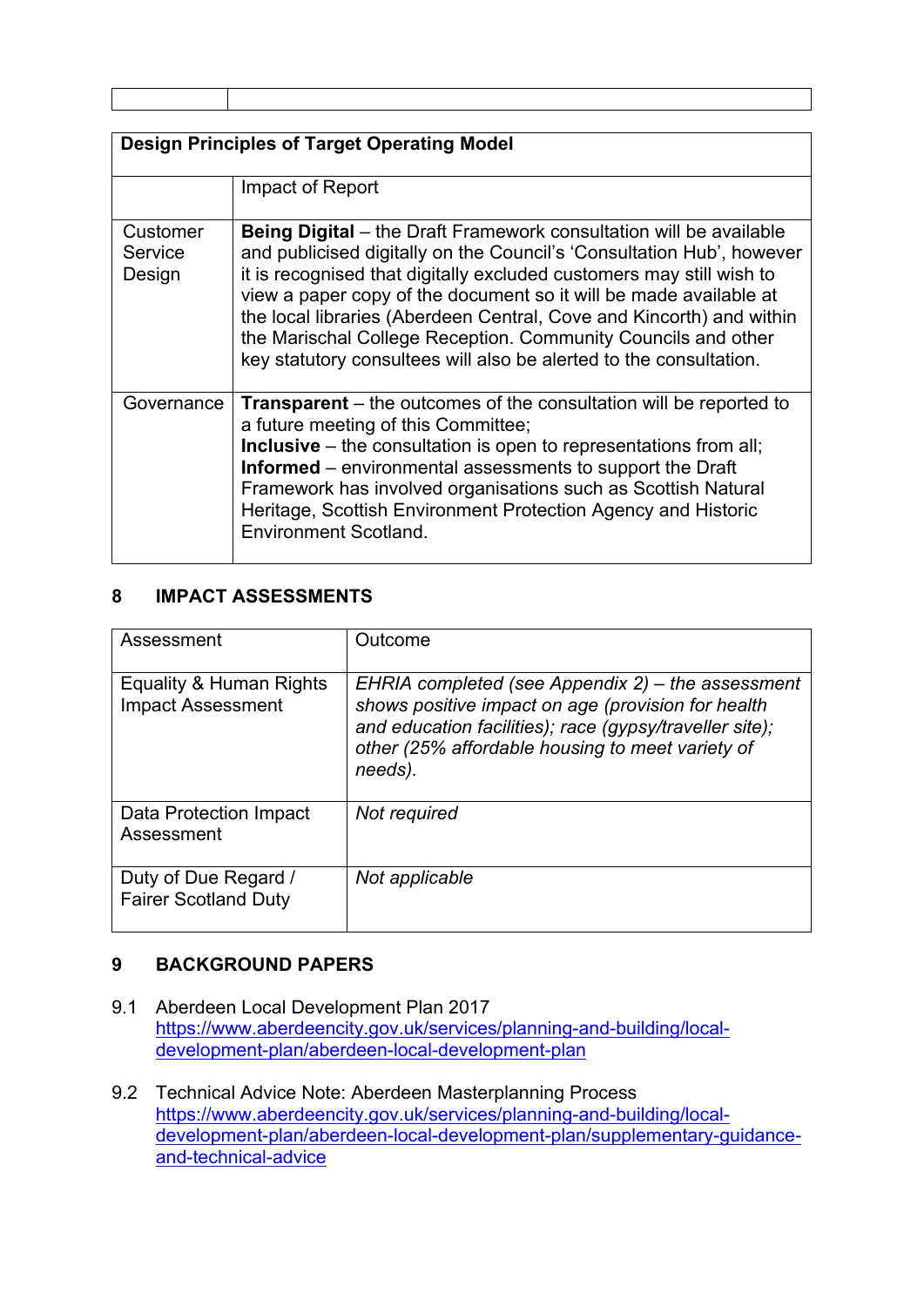| | |
|---|---|

| Design Principles of Target Operating Model | |
|---|---|
| | Impact of Report |
| Customer Service Design | **Being Digital** – the Draft Framework consultation will be available and publicised digitally on the Council's 'Consultation Hub', however it is recognised that digitally excluded customers may still wish to view a paper copy of the document so it will be made available at the local libraries (Aberdeen Central, Cove and Kincorth) and within the Marischal College Reception. Community Councils and other key statutory consultees will also be alerted to the consultation. |
| Governance | **Transparent** – the outcomes of the consultation will be reported to a future meeting of this Committee;<br>**Inclusive** – the consultation is open to representations from all;<br>**Informed** – environmental assessments to support the Draft Framework has involved organisations such as Scottish Natural Heritage, Scottish Environment Protection Agency and Historic Environment Scotland. |

## 8 IMPACT ASSESSMENTS

| Assessment | Outcome |
|---|---|
| Equality & Human Rights Impact Assessment | *EHRIA completed (see Appendix 2) – the assessment shows positive impact on age (provision for health and education facilities); race (gypsy/traveller site); other (25% affordable housing to meet variety of needs).* |
| Data Protection Impact Assessment | *Not required* |
| Duty of Due Regard / Fairer Scotland Duty | *Not applicable* |

## 9 BACKGROUND PAPERS

9.1 Aberdeen Local Development Plan 2017
https://www.aberdeencity.gov.uk/services/planning-and-building/local-development-plan/aberdeen-local-development-plan

9.2 Technical Advice Note: Aberdeen Masterplanning Process
https://www.aberdeencity.gov.uk/services/planning-and-building/local-development-plan/aberdeen-local-development-plan/supplementary-guidance-and-technical-advice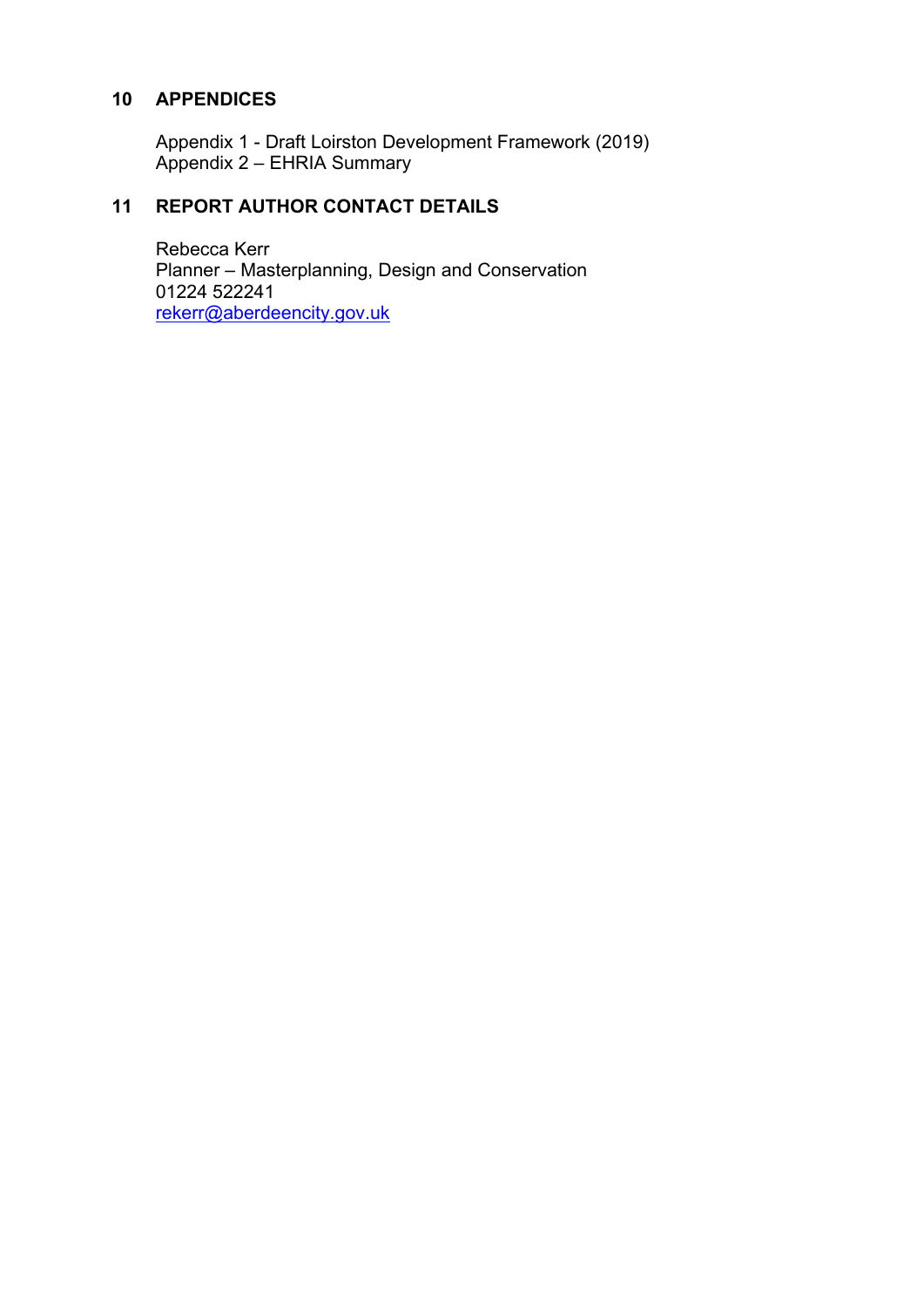## 10 APPENDICES

Appendix 1 - Draft Loirston Development Framework (2019)
Appendix 2 – EHRIA Summary

## 11 REPORT AUTHOR CONTACT DETAILS

Rebecca Kerr
Planner – Masterplanning, Design and Conservation
01224 522241
rekerr@aberdeencity.gov.uk